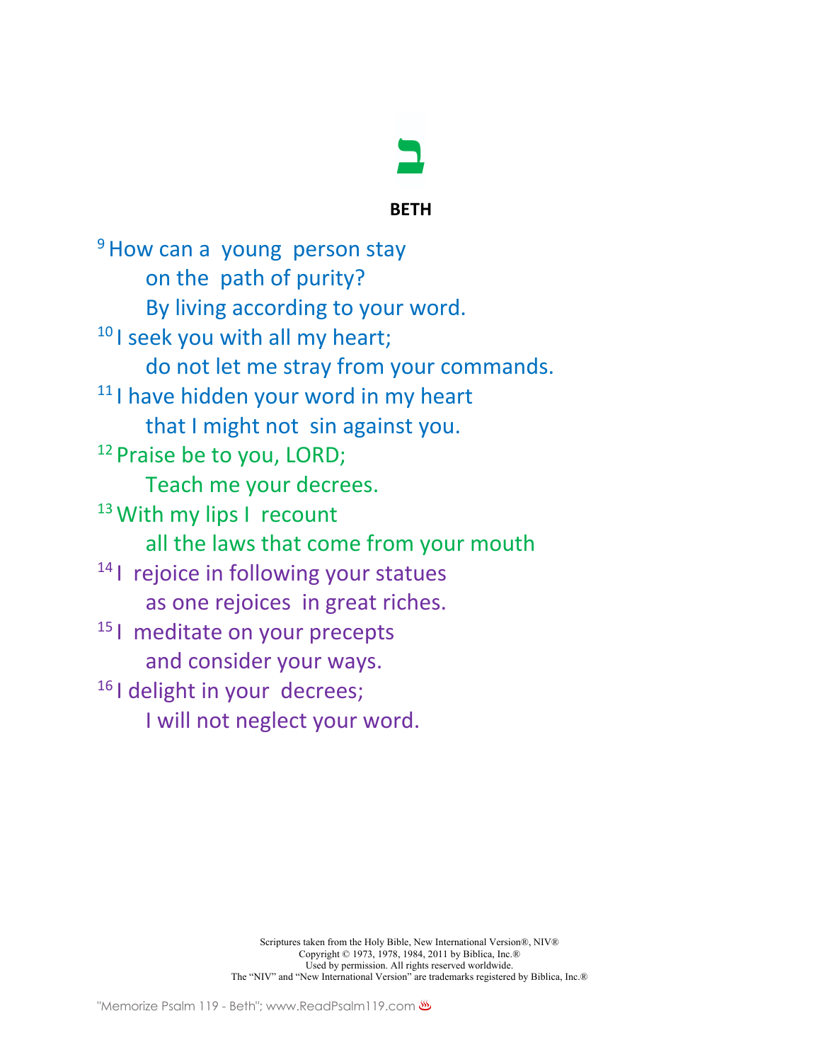# ב

## BETH

[9] How can a young person stay
 on the path of purity?
 By living according to your word.
[10] I seek you with all my heart;
 do not let me stray from your commands.
[11] I have hidden your word in my heart
 that I might not sin against you.
[12] Praise be to you, LORD;
 Teach me your decrees.
[13] With my lips I recount
 all the laws that come from your mouth
[14] I rejoice in following your statues
 as one rejoices in great riches.
[15] I meditate on your precepts
 and consider your ways.
[16] I delight in your decrees;
 I will not neglect your word.

Scriptures taken from the Holy Bible, New International Version®, NIV®
Copyright © 1973, 1978, 1984, 2011 by Biblica, Inc.®
Used by permission. All rights reserved worldwide.
The "NIV" and "New International Version" are trademarks registered by Biblica, Inc.®

"Memorize Psalm 119 - Beth"; www.ReadPsalm119.com ♨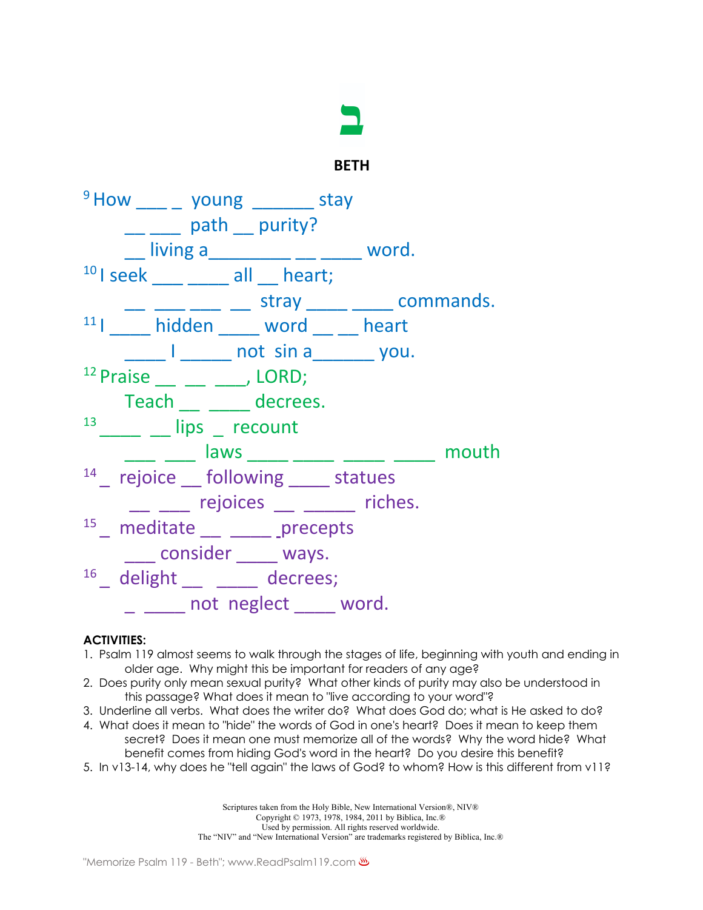ב

**BETH**

9 How ___ _ young ______ stay
__ ___ path __ purity?
__ living a_________ __ _____ word.

10 I seek ___ _____ all __ heart;
__ ___ ___ __ stray ____ ____ commands.

11 I ____ hidden ____ word __ __ heart
____ I _____ not sin a______ you.

12 Praise __ __ ___, LORD;
Teach __ ____ decrees.

13 ____ __ lips _ recount
___ ___ laws ____ ____ ____ ____ mouth

14 _ rejoice __ following ____ statues
__ ___ rejoices __ _____ riches.

15 _ meditate __ ____ precepts
___ consider ____ ways.

16 _ delight __ ____ decrees;
_ ____ not neglect ____ word.

**ACTIVITIES:**

1. Psalm 119 almost seems to walk through the stages of life, beginning with youth and ending in older age. Why might this be important for readers of any age?
2. Does purity only mean sexual purity? What other kinds of purity may also be understood in this passage? What does it mean to "live according to your word"?
3. Underline all verbs. What does the writer do? What does God do; what is He asked to do?
4. What does it mean to "hide" the words of God in one's heart? Does it mean to keep them secret? Does it mean one must memorize all of the words? Why the word hide? What benefit comes from hiding God's word in the heart? Do you desire this benefit?
5. In v13-14, why does he "tell again" the laws of God? to whom? How is this different from v11?

Scriptures taken from the Holy Bible, New International Version®, NIV®
Copyright © 1973, 1978, 1984, 2011 by Biblica, Inc.®
Used by permission. All rights reserved worldwide.
The "NIV" and "New International Version" are trademarks registered by Biblica, Inc.®

"Memorize Psalm 119 - Beth"; www.ReadPsalm119.com